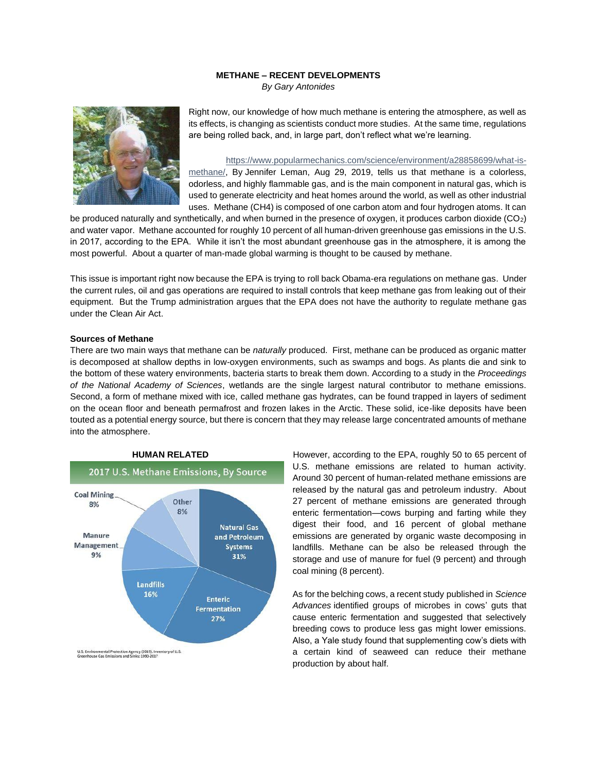**METHANE – RECENT DEVELOPMENTS**

*By Gary Antonides*

Right now, our knowledge of how much methane is entering the atmosphere, as well as its effects, is changing as scientists conduct more studies. At the same time, regulations are being rolled back, and, in large part, don't reflect what we're learning.

https://www.popularmechanics.com/science/environment/a28858699/what-is-methane/, By Jennifer Leman, Aug 29, 2019, tells us that methane is a colorless, odorless, and highly flammable gas, and is the main component in natural gas, which is used to generate electricity and heat homes around the world, as well as other industrial uses. Methane (CH4) is composed of one carbon atom and four hydrogen atoms. It can be produced naturally and synthetically, and when burned in the presence of oxygen, it produces carbon dioxide ($CO_2$) and water vapor. Methane accounted for roughly 10 percent of all human-driven greenhouse gas emissions in the U.S. in 2017, according to the EPA. While it isn't the most abundant greenhouse gas in the atmosphere, it is among the most powerful. About a quarter of man-made global warming is thought to be caused by methane.

This issue is important right now because the EPA is trying to roll back Obama-era regulations on methane gas. Under the current rules, oil and gas operations are required to install controls that keep methane gas from leaking out of their equipment. But the Trump administration argues that the EPA does not have the authority to regulate methane gas under the Clean Air Act.

**Sources of Methane**

There are two main ways that methane can be *naturally* produced. First, methane can be produced as organic matter is decomposed at shallow depths in low-oxygen environments, such as swamps and bogs. As plants die and sink to the bottom of these watery environments, bacteria starts to break them down. According to a study in the *Proceedings of the National Academy of Sciences*, wetlands are the single largest natural contributor to methane emissions. Second, a form of methane mixed with ice, called methane gas hydrates, can be found trapped in layers of sediment on the ocean floor and beneath permafrost and frozen lakes in the Arctic. These solid, ice-like deposits have been touted as a potential energy source, but there is concern that they may release large concentrated amounts of methane into the atmosphere.

**HUMAN RELATED**

2017 U.S. Methane Emissions, By Source

| Source | Share |
|---|---|
| Natural Gas and Petroleum Systems | 31% |
| Enteric Fermentation | 27% |
| Landfills | 16% |
| Manure Management | 9% |
| Coal Mining | 8% |
| Other | 8% |

U.S. Environmental Protection Agency (2019). Inventory of U.S. Greenhouse Gas Emissions and Sinks: 1990-2017

However, according to the EPA, roughly 50 to 65 percent of U.S. methane emissions are related to human activity. Around 30 percent of human-related methane emissions are released by the natural gas and petroleum industry. About 27 percent of methane emissions are generated through enteric fermentation—cows burping and farting while they digest their food, and 16 percent of global methane emissions are generated by organic waste decomposing in landfills. Methane can be also be released through the storage and use of manure for fuel (9 percent) and through coal mining (8 percent).

As for the belching cows, a recent study published in *Science Advances* identified groups of microbes in cows' guts that cause enteric fermentation and suggested that selectively breeding cows to produce less gas might lower emissions. Also, a Yale study found that supplementing cow's diets with a certain kind of seaweed can reduce their methane production by about half.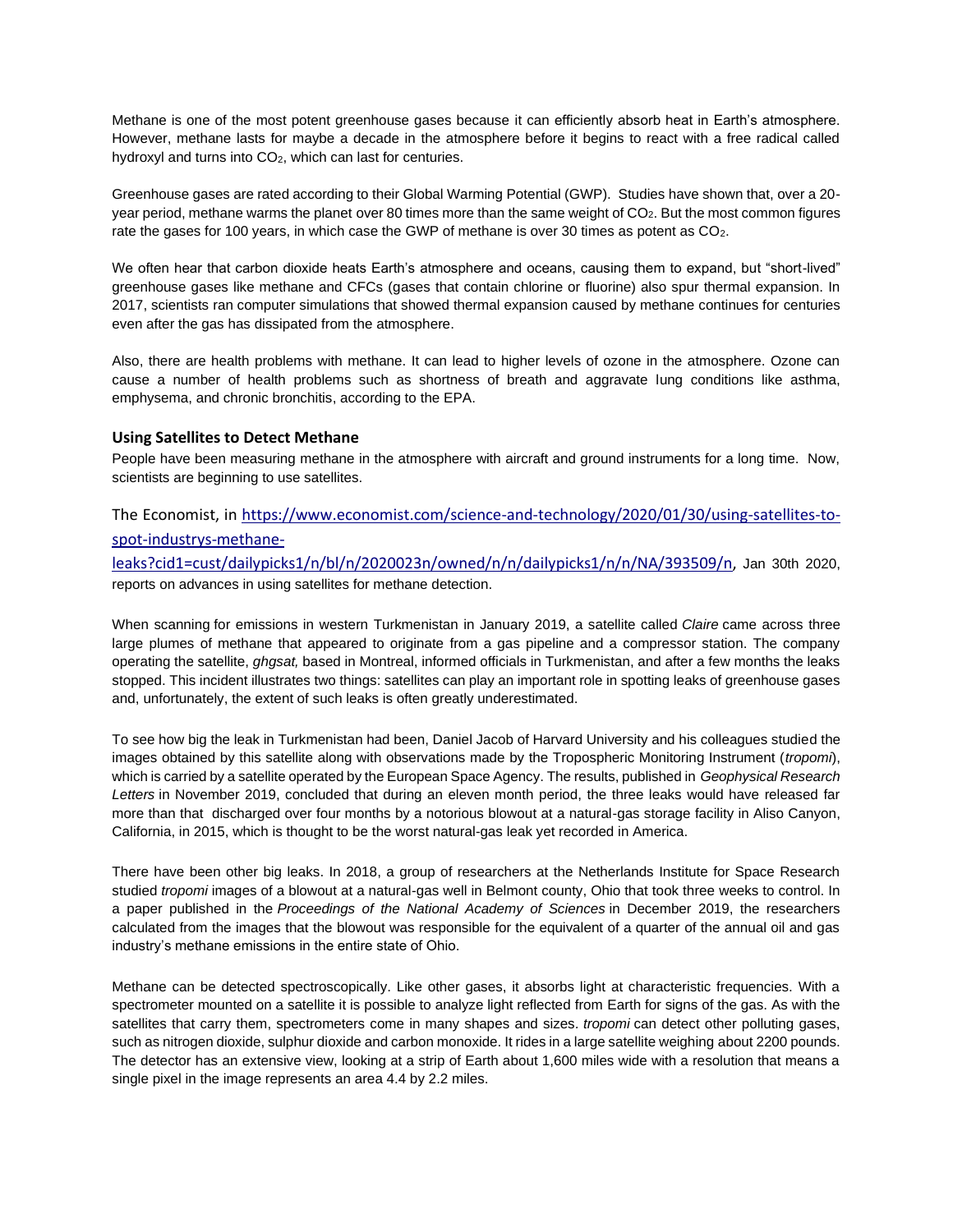Methane is one of the most potent greenhouse gases because it can efficiently absorb heat in Earth's atmosphere. However, methane lasts for maybe a decade in the atmosphere before it begins to react with a free radical called hydroxyl and turns into $CO_2$, which can last for centuries.

Greenhouse gases are rated according to their Global Warming Potential (GWP). Studies have shown that, over a 20-year period, methane warms the planet over 80 times more than the same weight of $CO_2$. But the most common figures rate the gases for 100 years, in which case the GWP of methane is over 30 times as potent as $CO_2$.

We often hear that carbon dioxide heats Earth's atmosphere and oceans, causing them to expand, but "short-lived" greenhouse gases like methane and CFCs (gases that contain chlorine or fluorine) also spur thermal expansion. In 2017, scientists ran computer simulations that showed thermal expansion caused by methane continues for centuries even after the gas has dissipated from the atmosphere.

Also, there are health problems with methane. It can lead to higher levels of ozone in the atmosphere. Ozone can cause a number of health problems such as shortness of breath and aggravate lung conditions like asthma, emphysema, and chronic bronchitis, according to the EPA.

### Using Satellites to Detect Methane

People have been measuring methane in the atmosphere with aircraft and ground instruments for a long time. Now, scientists are beginning to use satellites.

The Economist, in https://www.economist.com/science-and-technology/2020/01/30/using-satellites-to-spot-industrys-methane-leaks?cid1=cust/dailypicks1/n/bl/n/2020023n/owned/n/n/dailypicks1/n/n/NA/393509/n, Jan 30th 2020, reports on advances in using satellites for methane detection.

When scanning for emissions in western Turkmenistan in January 2019, a satellite called *Claire* came across three large plumes of methane that appeared to originate from a gas pipeline and a compressor station. The company operating the satellite, *ghgsat,* based in Montreal, informed officials in Turkmenistan, and after a few months the leaks stopped. This incident illustrates two things: satellites can play an important role in spotting leaks of greenhouse gases and, unfortunately, the extent of such leaks is often greatly underestimated.

To see how big the leak in Turkmenistan had been, Daniel Jacob of Harvard University and his colleagues studied the images obtained by this satellite along with observations made by the Tropospheric Monitoring Instrument (*tropomi*), which is carried by a satellite operated by the European Space Agency. The results, published in *Geophysical Research Letters* in November 2019, concluded that during an eleven month period, the three leaks would have released far more than that discharged over four months by a notorious blowout at a natural-gas storage facility in Aliso Canyon, California, in 2015, which is thought to be the worst natural-gas leak yet recorded in America.

There have been other big leaks. In 2018, a group of researchers at the Netherlands Institute for Space Research studied *tropomi* images of a blowout at a natural-gas well in Belmont county, Ohio that took three weeks to control. In a paper published in the *Proceedings of the National Academy of Sciences* in December 2019, the researchers calculated from the images that the blowout was responsible for the equivalent of a quarter of the annual oil and gas industry's methane emissions in the entire state of Ohio.

Methane can be detected spectroscopically. Like other gases, it absorbs light at characteristic frequencies. With a spectrometer mounted on a satellite it is possible to analyze light reflected from Earth for signs of the gas. As with the satellites that carry them, spectrometers come in many shapes and sizes. *tropomi* can detect other polluting gases, such as nitrogen dioxide, sulphur dioxide and carbon monoxide. It rides in a large satellite weighing about 2200 pounds. The detector has an extensive view, looking at a strip of Earth about 1,600 miles wide with a resolution that means a single pixel in the image represents an area 4.4 by 2.2 miles.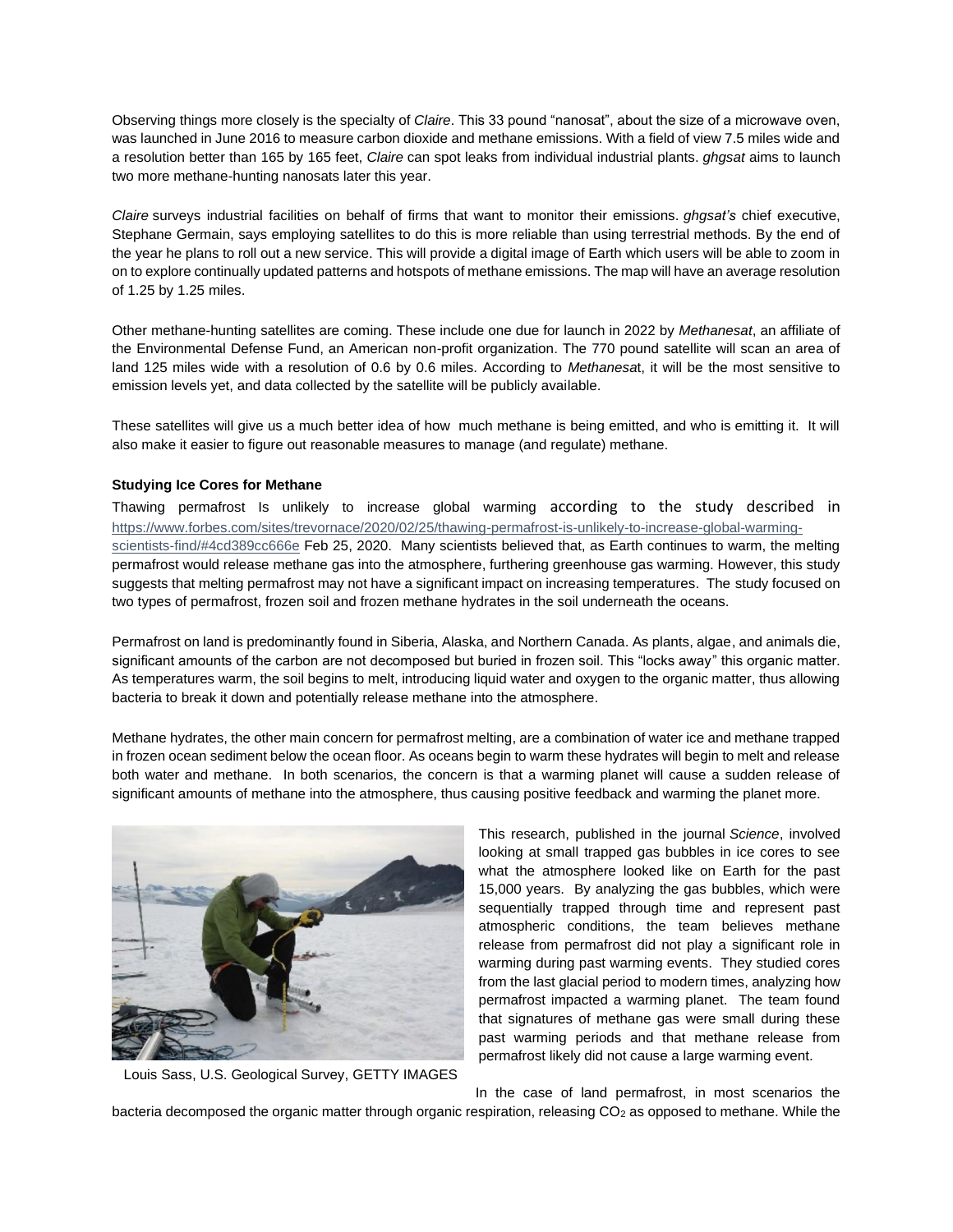Observing things more closely is the specialty of *Claire*. This 33 pound "nanosat", about the size of a microwave oven, was launched in June 2016 to measure carbon dioxide and methane emissions. With a field of view 7.5 miles wide and a resolution better than 165 by 165 feet, *Claire* can spot leaks from individual industrial plants. *ghgsat* aims to launch two more methane-hunting nanosats later this year.

*Claire* surveys industrial facilities on behalf of firms that want to monitor their emissions. *ghgsat's* chief executive, Stephane Germain, says employing satellites to do this is more reliable than using terrestrial methods. By the end of the year he plans to roll out a new service. This will provide a digital image of Earth which users will be able to zoom in on to explore continually updated patterns and hotspots of methane emissions. The map will have an average resolution of 1.25 by 1.25 miles.

Other methane-hunting satellites are coming. These include one due for launch in 2022 by *Methanesat*, an affiliate of the Environmental Defense Fund, an American non-profit organization. The 770 pound satellite will scan an area of land 125 miles wide with a resolution of 0.6 by 0.6 miles. According to *Methanesat*, it will be the most sensitive to emission levels yet, and data collected by the satellite will be publicly available.

These satellites will give us a much better idea of how much methane is being emitted, and who is emitting it. It will also make it easier to figure out reasonable measures to manage (and regulate) methane.

**Studying Ice Cores for Methane**

Thawing permafrost Is unlikely to increase global warming according to the study described in https://www.forbes.com/sites/trevornace/2020/02/25/thawing-permafrost-is-unlikely-to-increase-global-warming-scientists-find/#4cd389cc666e Feb 25, 2020. Many scientists believed that, as Earth continues to warm, the melting permafrost would release methane gas into the atmosphere, furthering greenhouse gas warming. However, this study suggests that melting permafrost may not have a significant impact on increasing temperatures. The study focused on two types of permafrost, frozen soil and frozen methane hydrates in the soil underneath the oceans.

Permafrost on land is predominantly found in Siberia, Alaska, and Northern Canada. As plants, algae, and animals die, significant amounts of the carbon are not decomposed but buried in frozen soil. This "locks away" this organic matter. As temperatures warm, the soil begins to melt, introducing liquid water and oxygen to the organic matter, thus allowing bacteria to break it down and potentially release methane into the atmosphere.

Methane hydrates, the other main concern for permafrost melting, are a combination of water ice and methane trapped in frozen ocean sediment below the ocean floor. As oceans begin to warm these hydrates will begin to melt and release both water and methane. In both scenarios, the concern is that a warming planet will cause a sudden release of significant amounts of methane into the atmosphere, thus causing positive feedback and warming the planet more.

Louis Sass, U.S. Geological Survey, GETTY IMAGES

This research, published in the journal *Science*, involved looking at small trapped gas bubbles in ice cores to see what the atmosphere looked like on Earth for the past 15,000 years. By analyzing the gas bubbles, which were sequentially trapped through time and represent past atmospheric conditions, the team believes methane release from permafrost did not play a significant role in warming during past warming events. They studied cores from the last glacial period to modern times, analyzing how permafrost impacted a warming planet. The team found that signatures of methane gas were small during these past warming periods and that methane release from permafrost likely did not cause a large warming event.

In the case of land permafrost, in most scenarios the bacteria decomposed the organic matter through organic respiration, releasing $CO_2$ as opposed to methane. While the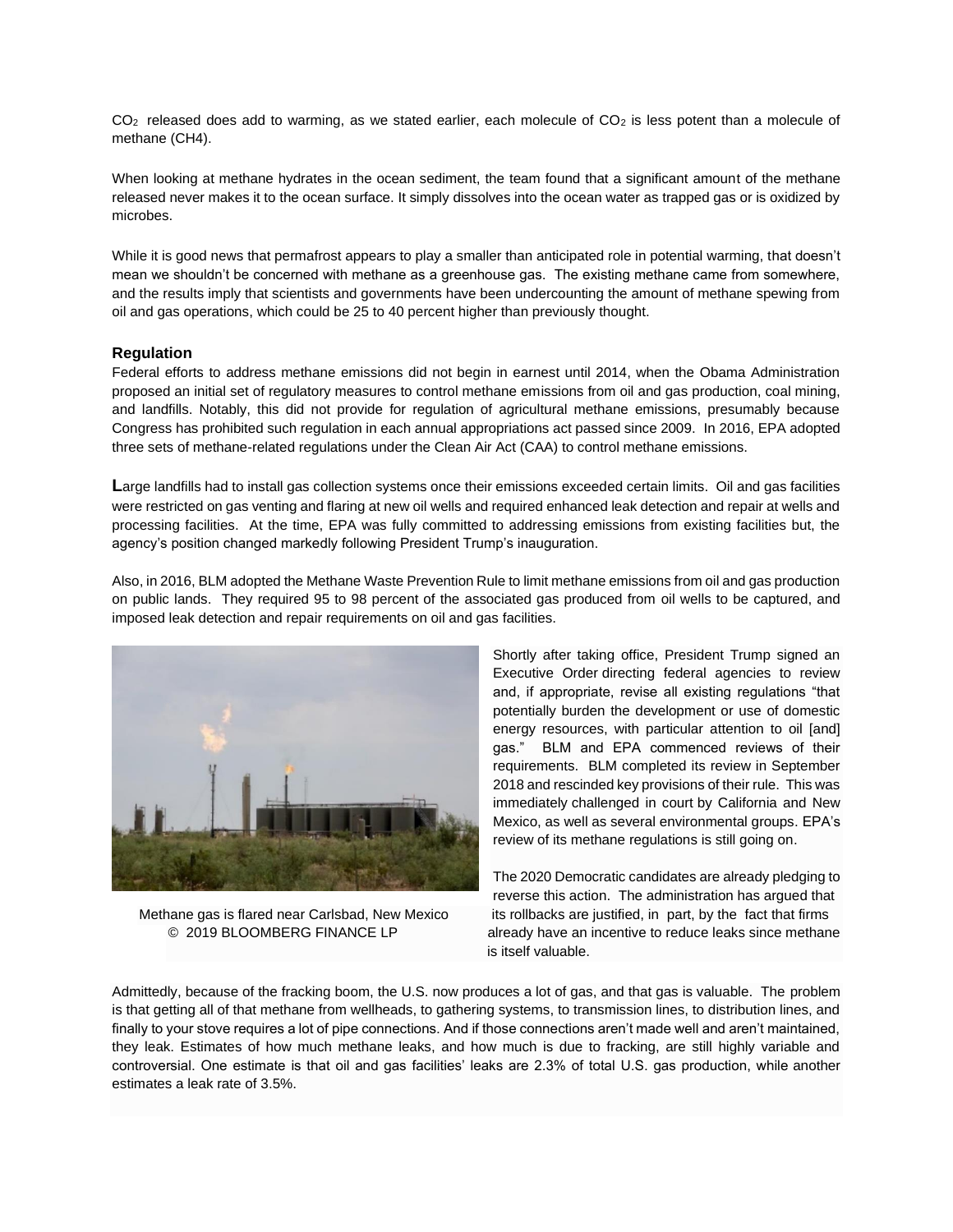$CO_2$ released does add to warming, as we stated earlier, each molecule of $CO_2$ is less potent than a molecule of methane ($CH_4$).

When looking at methane hydrates in the ocean sediment, the team found that a significant amount of the methane released never makes it to the ocean surface. It simply dissolves into the ocean water as trapped gas or is oxidized by microbes.

While it is good news that permafrost appears to play a smaller than anticipated role in potential warming, that doesn't mean we shouldn't be concerned with methane as a greenhouse gas. The existing methane came from somewhere, and the results imply that scientists and governments have been undercounting the amount of methane spewing from oil and gas operations, which could be 25 to 40 percent higher than previously thought.

### Regulation

Federal efforts to address methane emissions did not begin in earnest until 2014, when the Obama Administration proposed an initial set of regulatory measures to control methane emissions from oil and gas production, coal mining, and landfills. Notably, this did not provide for regulation of agricultural methane emissions, presumably because Congress has prohibited such regulation in each annual appropriations act passed since 2009. In 2016, EPA adopted three sets of methane-related regulations under the Clean Air Act (CAA) to control methane emissions.

Large landfills had to install gas collection systems once their emissions exceeded certain limits. Oil and gas facilities were restricted on gas venting and flaring at new oil wells and required enhanced leak detection and repair at wells and processing facilities. At the time, EPA was fully committed to addressing emissions from existing facilities but, the agency's position changed markedly following President Trump's inauguration.

Also, in 2016, BLM adopted the Methane Waste Prevention Rule to limit methane emissions from oil and gas production on public lands. They required 95 to 98 percent of the associated gas produced from oil wells to be captured, and imposed leak detection and repair requirements on oil and gas facilities.

Methane gas is flared near Carlsbad, New Mexico
© 2019 BLOOMBERG FINANCE LP

Shortly after taking office, President Trump signed an Executive Order directing federal agencies to review and, if appropriate, revise all existing regulations "that potentially burden the development or use of domestic energy resources, with particular attention to oil [and] gas." BLM and EPA commenced reviews of their requirements. BLM completed its review in September 2018 and rescinded key provisions of their rule. This was immediately challenged in court by California and New Mexico, as well as several environmental groups. EPA's review of its methane regulations is still going on.

The 2020 Democratic candidates are already pledging to reverse this action. The administration has argued that its rollbacks are justified, in part, by the fact that firms already have an incentive to reduce leaks since methane is itself valuable.

Admittedly, because of the fracking boom, the U.S. now produces a lot of gas, and that gas is valuable. The problem is that getting all of that methane from wellheads, to gathering systems, to transmission lines, to distribution lines, and finally to your stove requires a lot of pipe connections. And if those connections aren't made well and aren't maintained, they leak. Estimates of how much methane leaks, and how much is due to fracking, are still highly variable and controversial. One estimate is that oil and gas facilities' leaks are 2.3% of total U.S. gas production, while another estimates a leak rate of 3.5%.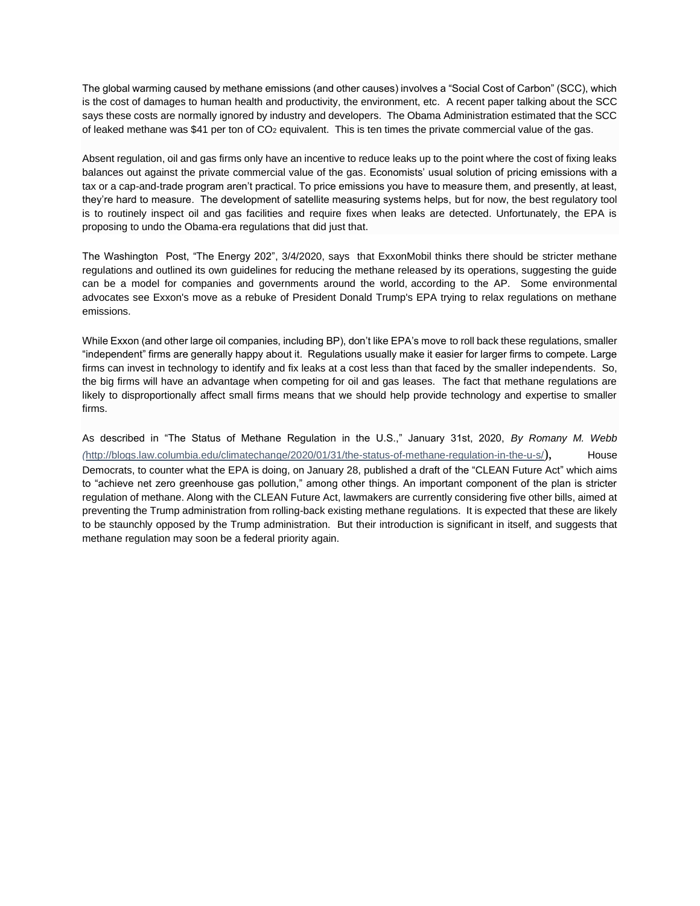The global warming caused by methane emissions (and other causes) involves a "Social Cost of Carbon" (SCC), which is the cost of damages to human health and productivity, the environment, etc. A recent paper talking about the SCC says these costs are normally ignored by industry and developers. The Obama Administration estimated that the SCC of leaked methane was $41 per ton of $CO_2$ equivalent. This is ten times the private commercial value of the gas.

Absent regulation, oil and gas firms only have an incentive to reduce leaks up to the point where the cost of fixing leaks balances out against the private commercial value of the gas. Economists' usual solution of pricing emissions with a tax or a cap-and-trade program aren't practical. To price emissions you have to measure them, and presently, at least, they're hard to measure. The development of satellite measuring systems helps, but for now, the best regulatory tool is to routinely inspect oil and gas facilities and require fixes when leaks are detected. Unfortunately, the EPA is proposing to undo the Obama-era regulations that did just that.

The Washington Post, "The Energy 202", 3/4/2020, says that ExxonMobil thinks there should be stricter methane regulations and outlined its own guidelines for reducing the methane released by its operations, suggesting the guide can be a model for companies and governments around the world, according to the AP. Some environmental advocates see Exxon's move as a rebuke of President Donald Trump's EPA trying to relax regulations on methane emissions.

While Exxon (and other large oil companies, including BP), don't like EPA's move to roll back these regulations, smaller "independent" firms are generally happy about it. Regulations usually make it easier for larger firms to compete. Large firms can invest in technology to identify and fix leaks at a cost less than that faced by the smaller independents. So, the big firms will have an advantage when competing for oil and gas leases. The fact that methane regulations are likely to disproportionally affect small firms means that we should help provide technology and expertise to smaller firms.

As described in "The Status of Methane Regulation in the U.S.," January 31st, 2020, *By Romany M. Webb* (http://blogs.law.columbia.edu/climatechange/2020/01/31/the-status-of-methane-regulation-in-the-u-s/), House Democrats, to counter what the EPA is doing, on January 28, published a draft of the "CLEAN Future Act" which aims to "achieve net zero greenhouse gas pollution," among other things. An important component of the plan is stricter regulation of methane. Along with the CLEAN Future Act, lawmakers are currently considering five other bills, aimed at preventing the Trump administration from rolling-back existing methane regulations. It is expected that these are likely to be staunchly opposed by the Trump administration. But their introduction is significant in itself, and suggests that methane regulation may soon be a federal priority again.